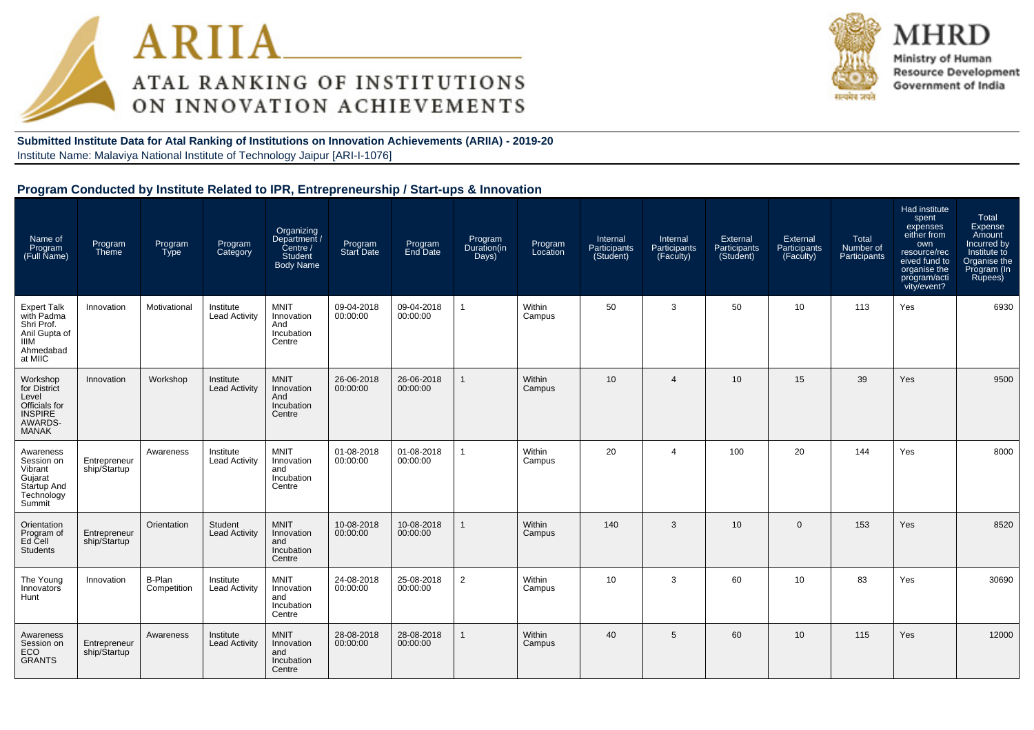# ARIIA

## ATAL RANKING OF INSTITUTIONS ON INNOVATION ACHIEVEMENTS

**MHRD**
Ministry of Human Resource Development
Government of India

**Submitted Institute Data for Atal Ranking of Institutions on Innovation Achievements (ARIIA) - 2019-20**
Institute Name: Malaviya National Institute of Technology Jaipur [ARI-I-1076]

### Program Conducted by Institute Related to IPR, Entrepreneurship / Start-ups & Innovation

| Name of Program (Full Name) | Program Theme | Program Type | Program Category | Organizing Department / Centre / Student Body Name | Program Start Date | Program End Date | Program Duration(in Days) | Program Location | Internal Participants (Student) | Internal Participants (Faculty) | External Participants (Student) | External Participants (Faculty) | Total Number of Participants | Had institute spent expenses either from own resource/received fund to organise the program/activity/event? | Total Expense Amount Incurred by Institute to Organise the Program (In Rupees) |
|---|---|---|---|---|---|---|---|---|---|---|---|---|---|---|---|
| Expert Talk with Padma Shri Prof. Anil Gupta of IIIM Ahmedabad at MIIC | Innovation | Motivational | Institute Lead Activity | MNIT Innovation And Incubation Centre | 09-04-2018 00:00:00 | 09-04-2018 00:00:00 | 1 | Within Campus | 50 | 3 | 50 | 10 | 113 | Yes | 6930 |
| Workshop for District Level Officials for INSPIRE AWARDS-MANAK | Innovation | Workshop | Institute Lead Activity | MNIT Innovation And Incubation Centre | 26-06-2018 00:00:00 | 26-06-2018 00:00:00 | 1 | Within Campus | 10 | 4 | 10 | 15 | 39 | Yes | 9500 |
| Awareness Session on Vibrant Gujarat Startup And Technology Summit | Entrepreneurship/Startup | Awareness | Institute Lead Activity | MNIT Innovation and Incubation Centre | 01-08-2018 00:00:00 | 01-08-2018 00:00:00 | 1 | Within Campus | 20 | 4 | 100 | 20 | 144 | Yes | 8000 |
| Orientation Program of Ed Cell Students | Entrepreneurship/Startup | Orientation | Student Lead Activity | MNIT Innovation and Incubation Centre | 10-08-2018 00:00:00 | 10-08-2018 00:00:00 | 1 | Within Campus | 140 | 3 | 10 | 0 | 153 | Yes | 8520 |
| The Young Innovators Hunt | Innovation | B-Plan Competition | Institute Lead Activity | MNIT Innovation and Incubation Centre | 24-08-2018 00:00:00 | 25-08-2018 00:00:00 | 2 | Within Campus | 10 | 3 | 60 | 10 | 83 | Yes | 30690 |
| Awareness Session on ECO GRANTS | Entrepreneurship/Startup | Awareness | Institute Lead Activity | MNIT Innovation and Incubation Centre | 28-08-2018 00:00:00 | 28-08-2018 00:00:00 | 1 | Within Campus | 40 | 5 | 60 | 10 | 115 | Yes | 12000 |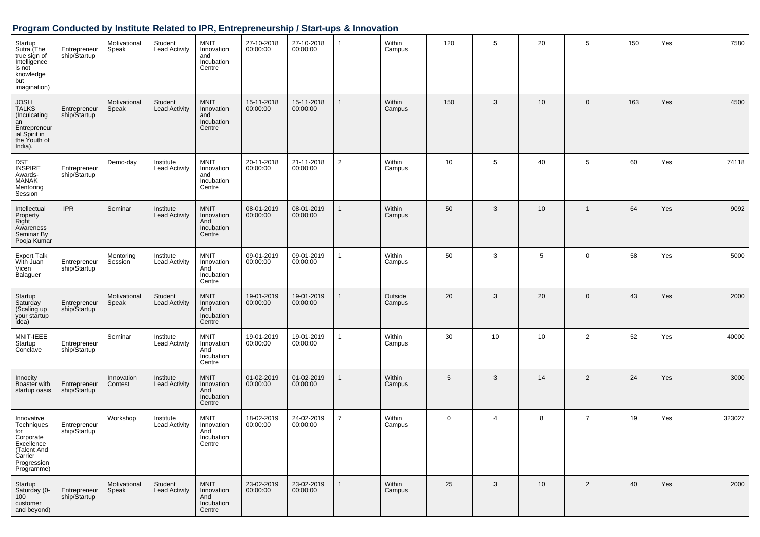## Program Conducted by Institute Related to IPR, Entrepreneurship / Start-ups & Innovation

| | | | | | | | | | | | | | | | |
|---|---|---|---|---|---|---|---|---|---|---|---|---|---|---|---|
| Startup Sutra (The true sign of Intelligence is not knowledge but imagination) | Entrepreneurship/Startup | Motivational Speak | Student Lead Activity | MNIT Innovation and Incubation Centre | 27-10-2018 00:00:00 | 27-10-2018 00:00:00 | 1 | Within Campus | 120 | 5 | 20 | 5 | 150 | Yes | 7580 |
| JOSH TALKS (Inculcating an Entrepreneurial Spirit in the Youth of India). | Entrepreneurship/Startup | Motivational Speak | Student Lead Activity | MNIT Innovation and Incubation Centre | 15-11-2018 00:00:00 | 15-11-2018 00:00:00 | 1 | Within Campus | 150 | 3 | 10 | 0 | 163 | Yes | 4500 |
| DST INSPIRE Awards-MANAK Mentoring Session | Entrepreneurship/Startup | Demo-day | Institute Lead Activity | MNIT Innovation and Incubation Centre | 20-11-2018 00:00:00 | 21-11-2018 00:00:00 | 2 | Within Campus | 10 | 5 | 40 | 5 | 60 | Yes | 74118 |
| Intellectual Property Right Awareness Seminar By Pooja Kumar | IPR | Seminar | Institute Lead Activity | MNIT Innovation And Incubation Centre | 08-01-2019 00:00:00 | 08-01-2019 00:00:00 | 1 | Within Campus | 50 | 3 | 10 | 1 | 64 | Yes | 9092 |
| Expert Talk With Juan Vicen Balaguer | Entrepreneurship/Startup | Mentoring Session | Institute Lead Activity | MNIT Innovation And Incubation Centre | 09-01-2019 00:00:00 | 09-01-2019 00:00:00 | 1 | Within Campus | 50 | 3 | 5 | 0 | 58 | Yes | 5000 |
| Startup Saturday (Scaling up your startup idea) | Entrepreneurship/Startup | Motivational Speak | Student Lead Activity | MNIT Innovation And Incubation Centre | 19-01-2019 00:00:00 | 19-01-2019 00:00:00 | 1 | Outside Campus | 20 | 3 | 20 | 0 | 43 | Yes | 2000 |
| MNIT-IEEE Startup Conclave | Entrepreneurship/Startup | Seminar | Institute Lead Activity | MNIT Innovation And Incubation Centre | 19-01-2019 00:00:00 | 19-01-2019 00:00:00 | 1 | Within Campus | 30 | 10 | 10 | 2 | 52 | Yes | 40000 |
| Innocity Boaster with startup oasis | Entrepreneurship/Startup | Innovation Contest | Institute Lead Activity | MNIT Innovation And Incubation Centre | 01-02-2019 00:00:00 | 01-02-2019 00:00:00 | 1 | Within Campus | 5 | 3 | 14 | 2 | 24 | Yes | 3000 |
| Innovative Techniques for Corporate Excellence (Talent And Carrier Progression Programme) | Entrepreneurship/Startup | Workshop | Institute Lead Activity | MNIT Innovation And Incubation Centre | 18-02-2019 00:00:00 | 24-02-2019 00:00:00 | 7 | Within Campus | 0 | 4 | 8 | 7 | 19 | Yes | 323027 |
| Startup Saturday (0-100 customer and beyond) | Entrepreneurship/Startup | Motivational Speak | Student Lead Activity | MNIT Innovation And Incubation Centre | 23-02-2019 00:00:00 | 23-02-2019 00:00:00 | 1 | Within Campus | 25 | 3 | 10 | 2 | 40 | Yes | 2000 |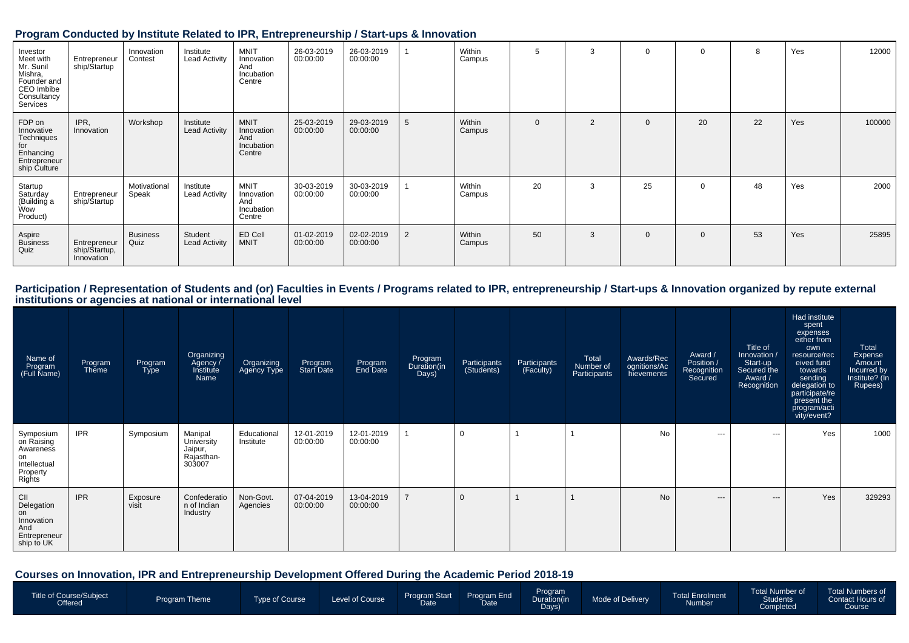## Program Conducted by Institute Related to IPR, Entrepreneurship / Start-ups & Innovation

| | | | | | | | | | | | | | | | |
|---|---|---|---|---|---|---|---|---|---|---|---|---|---|---|---|
| Investor Meet with Mr. Sunil Mishra, Founder and CEO Imbibe Consultancy Services | Entrepreneurship/Startup | Innovation Contest | Institute Lead Activity | MNIT Innovation And Incubation Centre | 26-03-2019 00:00:00 | 26-03-2019 00:00:00 | 1 | Within Campus | 5 | 3 | 0 | 0 | 8 | Yes | 12000 |
| FDP on Innovative Techniques for Enhancing Entrepreneurship Culture | IPR, Innovation | Workshop | Institute Lead Activity | MNIT Innovation And Incubation Centre | 25-03-2019 00:00:00 | 29-03-2019 00:00:00 | 5 | Within Campus | 0 | 2 | 0 | 20 | 22 | Yes | 100000 |
| Startup Saturday (Building a Wow Product) | Entrepreneurship/Startup | Motivational Speak | Institute Lead Activity | MNIT Innovation And Incubation Centre | 30-03-2019 00:00:00 | 30-03-2019 00:00:00 | 1 | Within Campus | 20 | 3 | 25 | 0 | 48 | Yes | 2000 |
| Aspire Business Quiz | Entrepreneurship/Startup, Innovation | Business Quiz | Student Lead Activity | ED Cell MNIT | 01-02-2019 00:00:00 | 02-02-2019 00:00:00 | 2 | Within Campus | 50 | 3 | 0 | 0 | 53 | Yes | 25895 |

## Participation / Representation of Students and (or) Faculties in Events / Programs related to IPR, entrepreneurship / Start-ups & Innovation organized by repute external institutions or agencies at national or international level

| Name of Program (Full Name) | Program Theme | Program Type | Organizing Agency / Institute Name | Organizing Agency Type | Program Start Date | Program End Date | Program Duration(in Days) | Participants (Students) | Participants (Faculty) | Total Number of Participants | Awards/Recognitions/Achievements | Award / Position / Recognition Secured | Title of Innovation / Start-up Secured the Award / Recognition | Had institute spent expenses either from own resource/received fund towards sending delegation to participate/represent the program/activity/event? | Total Expense Amount Incurred by Institute? (In Rupees) |
|---|---|---|---|---|---|---|---|---|---|---|---|---|---|---|---|
| Symposium on Raising Awareness on Intellectual Property Rights | IPR | Symposium | Manipal University Jaipur, Rajasthan-303007 | Educational Institute | 12-01-2019 00:00:00 | 12-01-2019 00:00:00 | 1 | 0 | 1 | 1 | No | --- | --- | Yes | 1000 |
| CII Delegation on Innovation And Entrepreneurship to UK | IPR | Exposure visit | Confederation of Indian Industry | Non-Govt. Agencies | 07-04-2019 00:00:00 | 13-04-2019 00:00:00 | 7 | 0 | 1 | 1 | No | --- | --- | Yes | 329293 |

## Courses on Innovation, IPR and Entrepreneurship Development Offered During the Academic Period 2018-19

| Title of Course/Subject Offered | Program Theme | Type of Course | Level of Course | Program Start Date | Program End Date | Program Duration(in Days) | Mode of Delivery | Total Enrolment Number | Total Number of Students Completed | Total Numbers of Contact Hours of Course |
|---|---|---|---|---|---|---|---|---|---|---|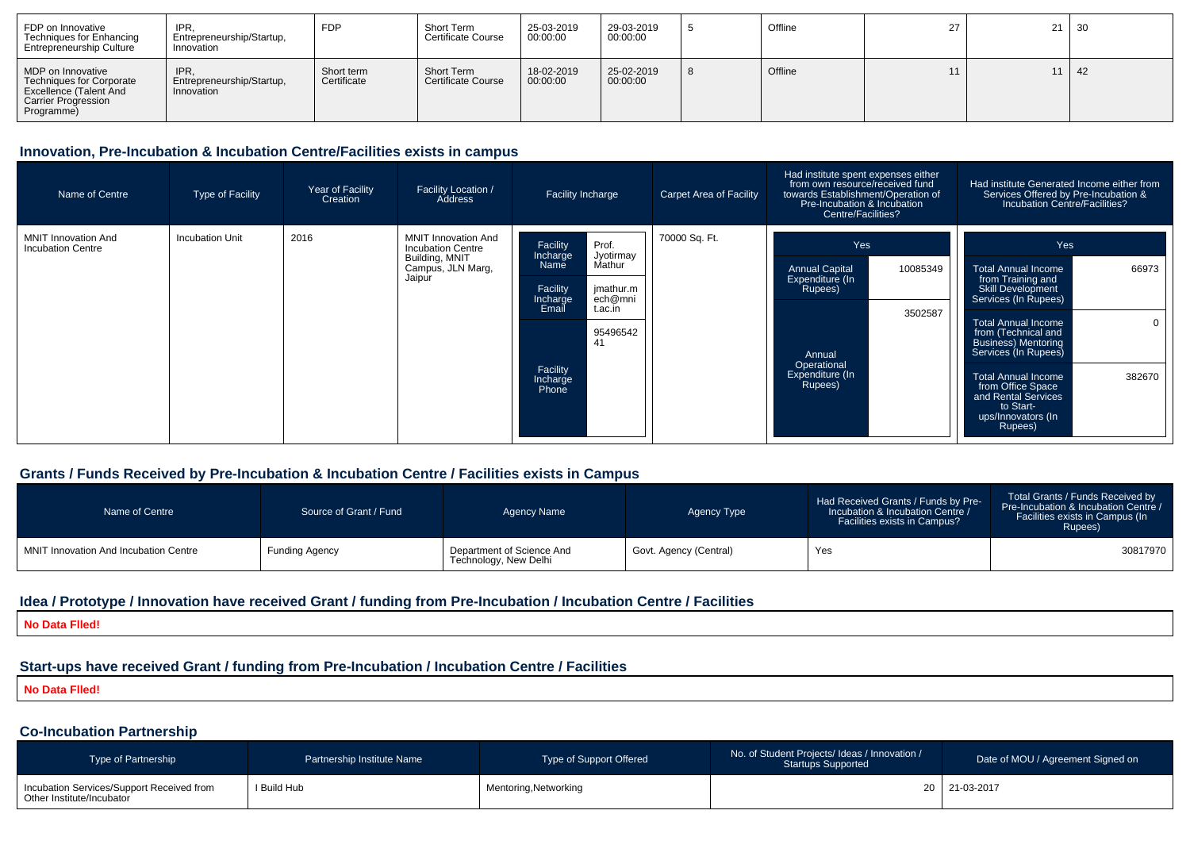| FDP on Innovative Techniques for Enhancing Entrepreneurship Culture | IPR, Entrepreneurship/Startup, Innovation | FDP | Short Term Certificate Course | 25-03-2019 00:00:00 | 29-03-2019 00:00:00 | 5 | Offline | 27 | 21 | 30 |
|---|---|---|---|---|---|---|---|---|---|---|
| MDP on Innovative Techniques for Corporate Excellence (Talent And Carrier Progression Programme) | IPR, Entrepreneurship/Startup, Innovation | Short term Certificate | Short Term Certificate Course | 18-02-2019 00:00:00 | 25-02-2019 00:00:00 | 8 | Offline | 11 | 11 | 42 |

## Innovation, Pre-Incubation & Incubation Centre/Facilities exists in campus

| Name of Centre | Type of Facility | Year of Facility Creation | Facility Location / Address | Facility Incharge | Carpet Area of Facility | Had institute spent expenses either from own resource/received fund towards Establishment/Operation of Pre-Incubation & Incubation Centre/Facilities? | Had institute Generated Income either from Services Offered by Pre-Incubation & Incubation Centre/Facilities? |
|---|---|---|---|---|---|---|---|
| MNIT Innovation And Incubation Centre | Incubation Unit | 2016 | MNIT Innovation And Incubation Centre Building, MNIT Campus, JLN Marg, Jaipur | Facility Incharge Name: Prof. Jyotirmay Mathur<br>Facility Incharge Email: jmathur.mech@mnit.ac.in<br>Facility Incharge Phone: 9549654241 | 70000 Sq. Ft. | Yes<br>Annual Capital Expenditure (In Rupees): 10085349<br>Annual Operational Expenditure (In Rupees): 3502587 | Yes<br>Total Annual Income from Training and Skill Development Services (In Rupees): 66973<br>Total Annual Income from (Technical and Business) Mentoring Services (In Rupees): 0<br>Total Annual Income from Office Space and Rental Services to Start-ups/Innovators (In Rupees): 382670 |

## Grants / Funds Received by Pre-Incubation & Incubation Centre / Facilities exists in Campus

| Name of Centre | Source of Grant / Fund | Agency Name | Agency Type | Had Received Grants / Funds by Pre-Incubation & Incubation Centre / Facilities exists in Campus? | Total Grants / Funds Received by Pre-Incubation & Incubation Centre / Facilities exists in Campus (In Rupees) |
|---|---|---|---|---|---|
| MNIT Innovation And Incubation Centre | Funding Agency | Department of Science And Technology, New Delhi | Govt. Agency (Central) | Yes | 30817970 |

## Idea / Prototype / Innovation have received Grant / funding from Pre-Incubation / Incubation Centre / Facilities

**No Data Flled!**

## Start-ups have received Grant / funding from Pre-Incubation / Incubation Centre / Facilities

**No Data Flled!**

## Co-Incubation Partnership

| Type of Partnership | Partnership Institute Name | Type of Support Offered | No. of Student Projects/ Ideas / Innovation / Startups Supported | Date of MOU / Agreement Signed on |
|---|---|---|---|---|
| Incubation Services/Support Received from Other Institute/Incubator | I Build Hub | Mentoring,Networking | 20 | 21-03-2017 |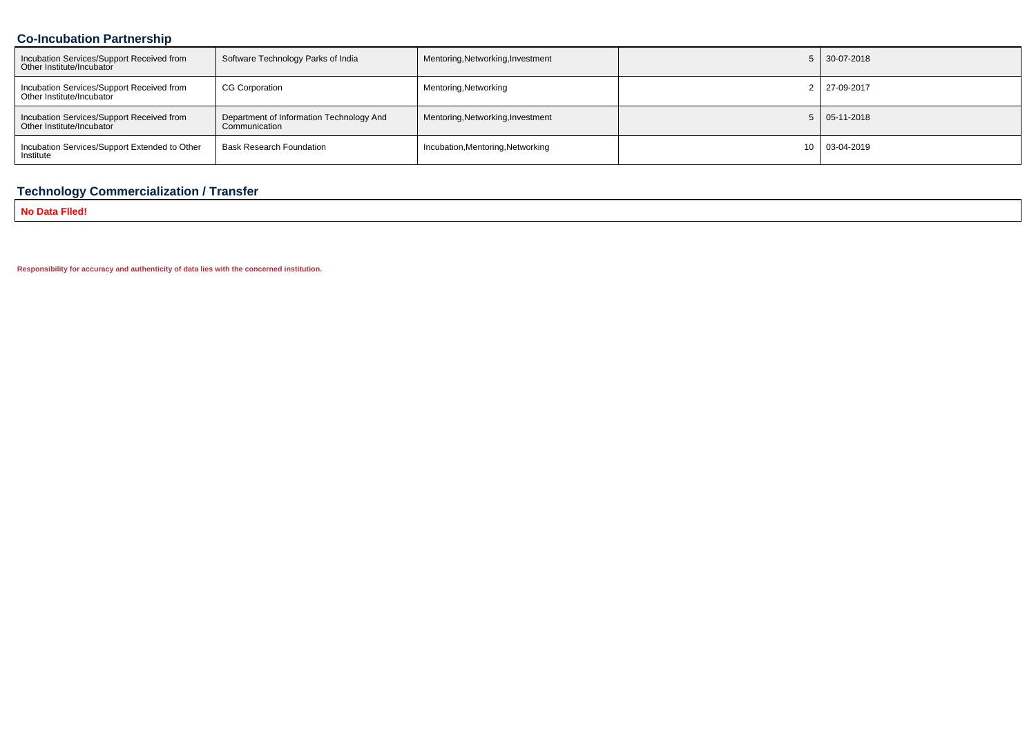## Co-Incubation Partnership

| | | | | |
|---|---|---|---|---|
| Incubation Services/Support Received from Other Institute/Incubator | Software Technology Parks of India | Mentoring,Networking,Investment | 5 | 30-07-2018 |
| Incubation Services/Support Received from Other Institute/Incubator | CG Corporation | Mentoring,Networking | 2 | 27-09-2017 |
| Incubation Services/Support Received from Other Institute/Incubator | Department of Information Technology And Communication | Mentoring,Networking,Investment | 5 | 05-11-2018 |
| Incubation Services/Support Extended to Other Institute | Bask Research Foundation | Incubation,Mentoring,Networking | 10 | 03-04-2019 |

## Technology Commercialization / Transfer

**No Data Flled!**

**Responsibility for accuracy and authenticity of data lies with the concerned institution.**